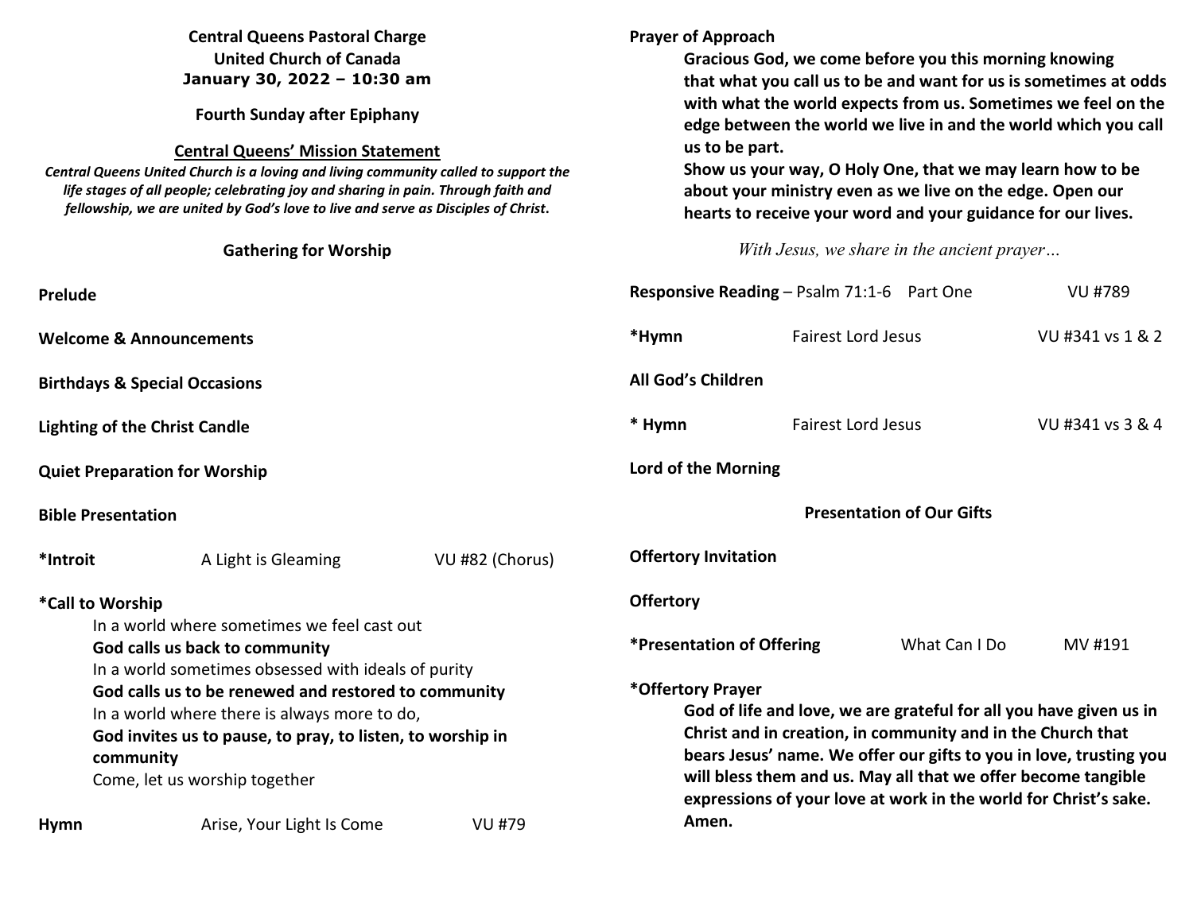**Central Queens Pastoral Charge**
**United Church of Canada**
**January 30, 2022 – 10:30 am**

**Fourth Sunday after Epiphany**

## Central Queens' Mission Statement

***Central Queens United Church is a loving and living community called to support the life stages of all people; celebrating joy and sharing in pain. Through faith and fellowship, we are united by God's love to live and serve as Disciples of Christ.***

## Gathering for Worship

**Prelude**

**Welcome & Announcements**

**Birthdays & Special Occasions**

**Lighting of the Christ Candle**

**Quiet Preparation for Worship**

**Bible Presentation**

**\*Introit** — A Light is Gleaming — VU #82 (Chorus)

**\*Call to Worship**

In a world where sometimes we feel cast out
**God calls us back to community**
In a world sometimes obsessed with ideals of purity
**God calls us to be renewed and restored to community**
In a world where there is always more to do,
**God invites us to pause, to pray, to listen, to worship in community**
Come, let us worship together

**Hymn** — Arise, Your Light Is Come — VU #79

**Prayer of Approach**

**Gracious God, we come before you this morning knowing that what you call us to be and want for us is sometimes at odds with what the world expects from us. Sometimes we feel on the edge between the world we live in and the world which you call us to be part.**
**Show us your way, O Holy One, that we may learn how to be about your ministry even as we live on the edge. Open our hearts to receive your word and your guidance for our lives.**

*With Jesus, we share in the ancient prayer…*

**Responsive Reading** – Psalm 71:1-6 Part One — VU #789

**\*Hymn** — Fairest Lord Jesus — VU #341 vs 1 & 2

**All God's Children**

**\* Hymn** — Fairest Lord Jesus — VU #341 vs 3 & 4

**Lord of the Morning**

## Presentation of Our Gifts

**Offertory Invitation**

**Offertory**

**\*Presentation of Offering** — What Can I Do — MV #191

**\*Offertory Prayer**

**God of life and love, we are grateful for all you have given us in Christ and in creation, in community and in the Church that bears Jesus' name. We offer our gifts to you in love, trusting you will bless them and us. May all that we offer become tangible expressions of your love at work in the world for Christ's sake. Amen.**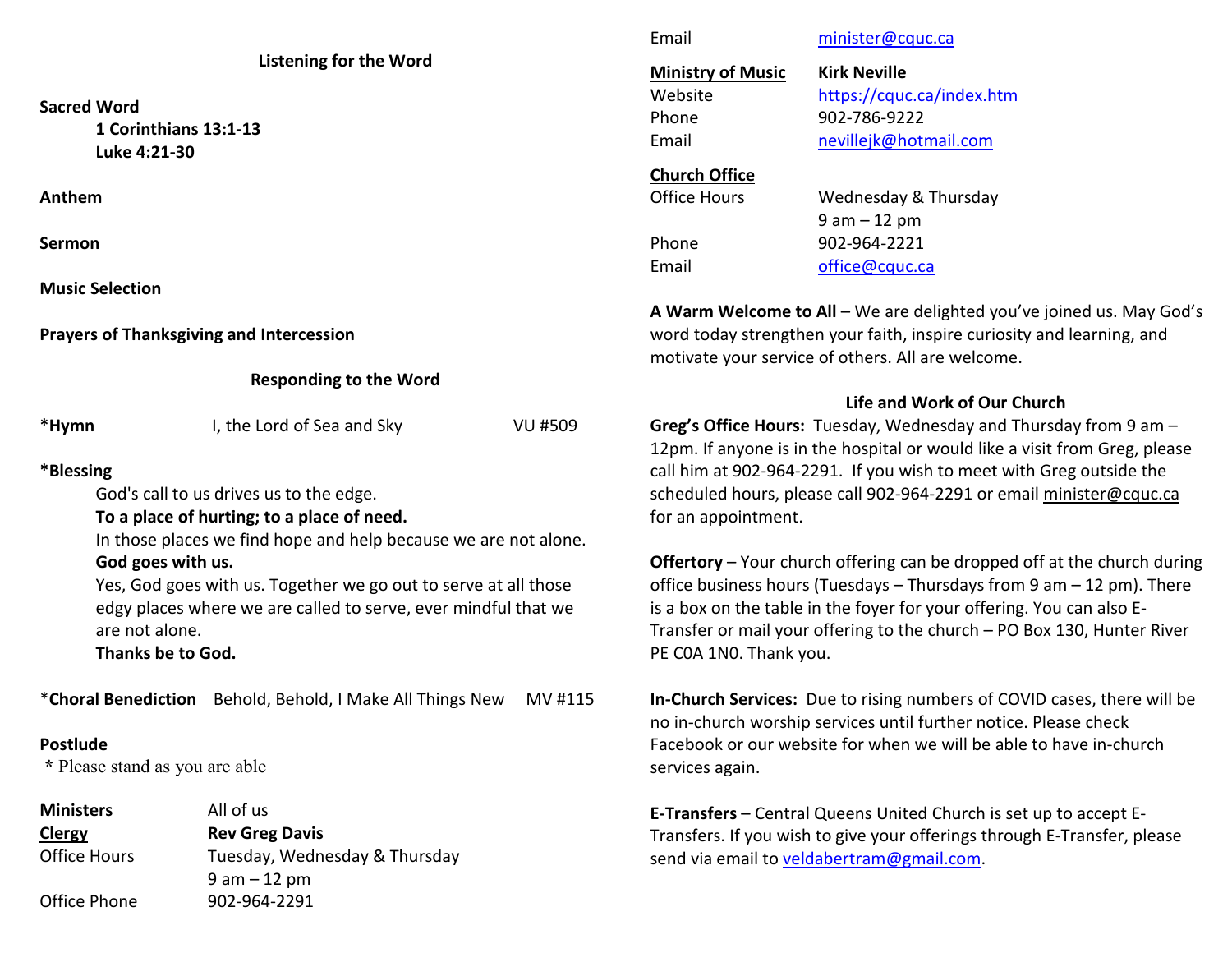## Listening for the Word

**Sacred Word**

**1 Corinthians 13:1-13**
**Luke 4:21-30**

**Anthem**

**Sermon**

**Music Selection**

**Prayers of Thanksgiving and Intercession**

## Responding to the Word

**\*Hymn** I, the Lord of Sea and Sky VU #509

**\*Blessing**

God's call to us drives us to the edge.
**To a place of hurting; to a place of need.**
In those places we find hope and help because we are not alone.
**God goes with us.**
Yes, God goes with us. Together we go out to serve at all those edgy places where we are called to serve, ever mindful that we are not alone.
**Thanks be to God.**

\***Choral Benediction** Behold, Behold, I Make All Things New MV #115

**Postlude**

\* Please stand as you are able

| | |
|---|---|
| **Ministers** | All of us |
| **Clergy** | **Rev Greg Davis** |
| Office Hours | Tuesday, Wednesday & Thursday 9 am – 12 pm |
| Office Phone | 902-964-2291 |
| Email | minister@cquc.ca |
| **Ministry of Music** | **Kirk Neville** |
| Website | https://cquc.ca/index.htm |
| Phone | 902-786-9222 |
| Email | nevillejk@hotmail.com |
| **Church Office** | |
| Office Hours | Wednesday & Thursday 9 am – 12 pm |
| Phone | 902-964-2221 |
| Email | office@cquc.ca |

**A Warm Welcome to All** – We are delighted you've joined us. May God's word today strengthen your faith, inspire curiosity and learning, and motivate your service of others. All are welcome.

## Life and Work of Our Church

**Greg's Office Hours:** Tuesday, Wednesday and Thursday from 9 am – 12pm. If anyone is in the hospital or would like a visit from Greg, please call him at 902-964-2291. If you wish to meet with Greg outside the scheduled hours, please call 902-964-2291 or email minister@cquc.ca for an appointment.

**Offertory** – Your church offering can be dropped off at the church during office business hours (Tuesdays – Thursdays from 9 am – 12 pm). There is a box on the table in the foyer for your offering. You can also E-Transfer or mail your offering to the church – PO Box 130, Hunter River PE C0A 1N0. Thank you.

**In-Church Services:** Due to rising numbers of COVID cases, there will be no in-church worship services until further notice. Please check Facebook or our website for when we will be able to have in-church services again.

**E-Transfers** – Central Queens United Church is set up to accept E-Transfers. If you wish to give your offerings through E-Transfer, please send via email to veldabertram@gmail.com.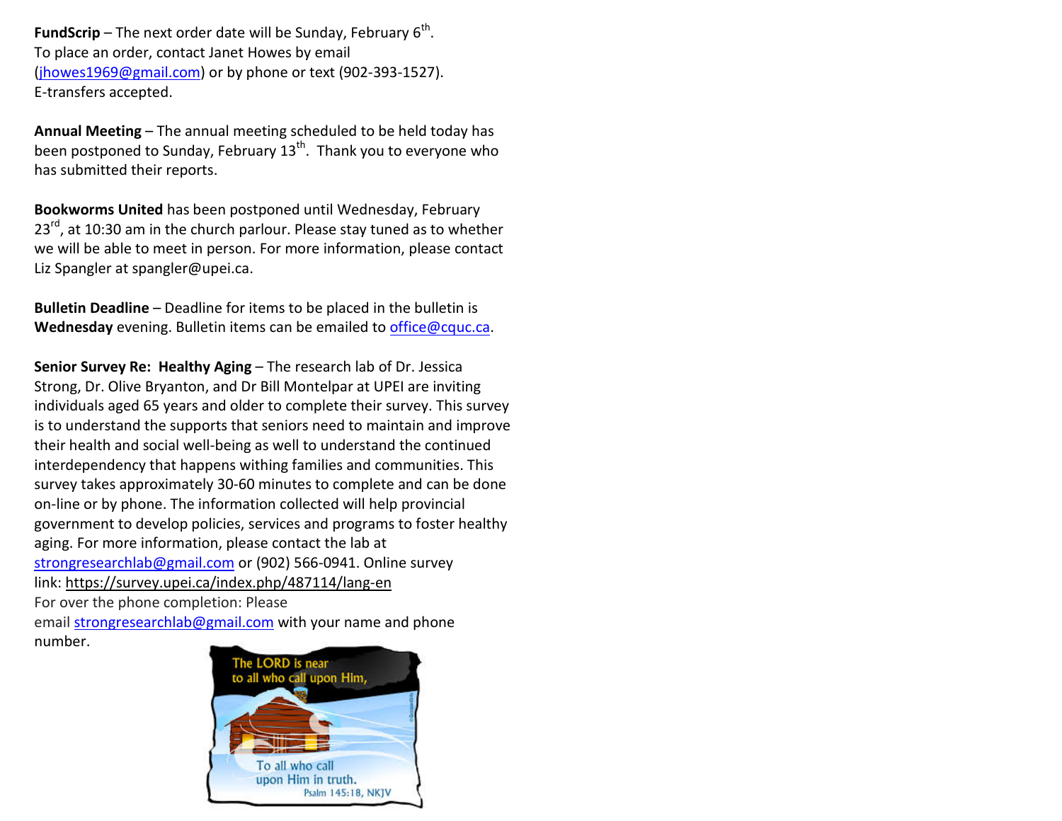**FundScrip** – The next order date will be Sunday, February 6th.
To place an order, contact Janet Howes by email (jhowes1969@gmail.com) or by phone or text (902-393-1527).
E-transfers accepted.

**Annual Meeting** – The annual meeting scheduled to be held today has been postponed to Sunday, February 13th. Thank you to everyone who has submitted their reports.

**Bookworms United** has been postponed until Wednesday, February 23rd, at 10:30 am in the church parlour. Please stay tuned as to whether we will be able to meet in person. For more information, please contact Liz Spangler at spangler@upei.ca.

**Bulletin Deadline** – Deadline for items to be placed in the bulletin is **Wednesday** evening. Bulletin items can be emailed to office@cquc.ca.

**Senior Survey Re: Healthy Aging** – The research lab of Dr. Jessica Strong, Dr. Olive Bryanton, and Dr Bill Montelpar at UPEI are inviting individuals aged 65 years and older to complete their survey. This survey is to understand the supports that seniors need to maintain and improve their health and social well-being as well to understand the continued interdependency that happens withing families and communities. This survey takes approximately 30-60 minutes to complete and can be done on-line or by phone. The information collected will help provincial government to develop policies, services and programs to foster healthy aging. For more information, please contact the lab at strongresearchlab@gmail.com or (902) 566-0941. Online survey link: https://survey.upei.ca/index.php/487114/lang-en
For over the phone completion: Please email strongresearchlab@gmail.com with your name and phone number.

The LORD is near to all who call upon Him,
To all who call upon Him in truth.
Psalm 145:18, NKJV